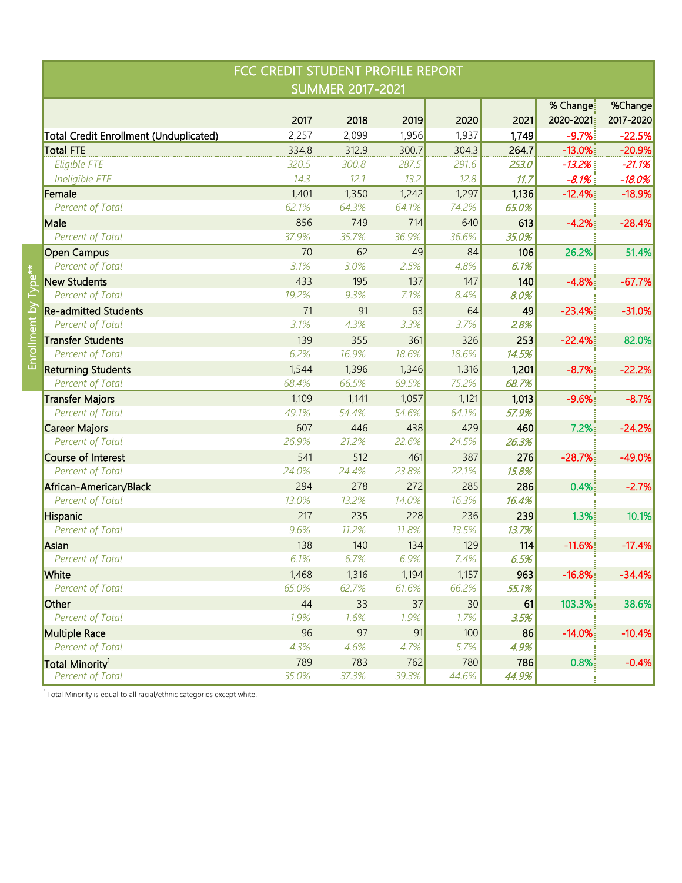# FCC CREDIT STUDENT PROFILE REPORT
## SUMMER 2017-2021

| | 2017 | 2018 | 2019 | 2020 | 2021 | % Change 2020-2021 | %Change 2017-2020 |
|---|---|---|---|---|---|---|---|
| Total Credit Enrollment (Unduplicated) | 2,257 | 2,099 | 1,956 | 1,937 | **1,749** | -9.7% | -22.5% |
| Total FTE | 334.8 | 312.9 | 300.7 | 304.3 | **264.7** | -13.0% | -20.9% |
| *Eligible FTE* | *320.5* | *300.8* | *287.5* | *291.6* | ***253.0*** | *-13.2%* | *-21.1%* |
| *Ineligible FTE* | *14.3* | *12.1* | *13.2* | *12.8* | ***11.7*** | *-8.1%* | *-18.0%* |
| Female | 1,401 | 1,350 | 1,242 | 1,297 | **1,136** | -12.4% | -18.9% |
| *Percent of Total* | *62.1%* | *64.3%* | *64.1%* | *74.2%* | ***65.0%*** | | |
| Male | 856 | 749 | 714 | 640 | **613** | -4.2% | -28.4% |
| *Percent of Total* | *37.9%* | *35.7%* | *36.9%* | *36.6%* | ***35.0%*** | | |
| **Enrollment by Type**** | | | | | | | |
| Open Campus | 70 | 62 | 49 | 84 | **106** | 26.2% | 51.4% |
| *Percent of Total* | *3.1%* | *3.0%* | *2.5%* | *4.8%* | ***6.1%*** | | |
| New Students | 433 | 195 | 137 | 147 | **140** | -4.8% | -67.7% |
| *Percent of Total* | *19.2%* | *9.3%* | *7.1%* | *8.4%* | ***8.0%*** | | |
| Re-admitted Students | 71 | 91 | 63 | 64 | **49** | -23.4% | -31.0% |
| *Percent of Total* | *3.1%* | *4.3%* | *3.3%* | *3.7%* | ***2.8%*** | | |
| Transfer Students | 139 | 355 | 361 | 326 | **253** | -22.4% | 82.0% |
| *Percent of Total* | *6.2%* | *16.9%* | *18.6%* | *18.6%* | ***14.5%*** | | |
| Returning Students | 1,544 | 1,396 | 1,346 | 1,316 | **1,201** | -8.7% | -22.2% |
| *Percent of Total* | *68.4%* | *66.5%* | *69.5%* | *75.2%* | ***68.7%*** | | |
| Transfer Majors | 1,109 | 1,141 | 1,057 | 1,121 | **1,013** | -9.6% | -8.7% |
| *Percent of Total* | *49.1%* | *54.4%* | *54.6%* | *64.1%* | ***57.9%*** | | |
| Career Majors | 607 | 446 | 438 | 429 | **460** | 7.2% | -24.2% |
| *Percent of Total* | *26.9%* | *21.2%* | *22.6%* | *24.5%* | ***26.3%*** | | |
| Course of Interest | 541 | 512 | 461 | 387 | **276** | -28.7% | -49.0% |
| *Percent of Total* | *24.0%* | *24.4%* | *23.8%* | *22.1%* | ***15.8%*** | | |
| African-American/Black | 294 | 278 | 272 | 285 | **286** | 0.4% | -2.7% |
| *Percent of Total* | *13.0%* | *13.2%* | *14.0%* | *16.3%* | ***16.4%*** | | |
| Hispanic | 217 | 235 | 228 | 236 | **239** | 1.3% | 10.1% |
| *Percent of Total* | *9.6%* | *11.2%* | *11.8%* | *13.5%* | ***13.7%*** | | |
| Asian | 138 | 140 | 134 | 129 | **114** | -11.6% | -17.4% |
| *Percent of Total* | *6.1%* | *6.7%* | *6.9%* | *7.4%* | ***6.5%*** | | |
| White | 1,468 | 1,316 | 1,194 | 1,157 | **963** | -16.8% | -34.4% |
| *Percent of Total* | *65.0%* | *62.7%* | *61.6%* | *66.2%* | ***55.1%*** | | |
| Other | 44 | 33 | 37 | 30 | **61** | 103.3% | 38.6% |
| *Percent of Total* | *1.9%* | *1.6%* | *1.9%* | *1.7%* | ***3.5%*** | | |
| Multiple Race | 96 | 97 | 91 | 100 | **86** | -14.0% | -10.4% |
| *Percent of Total* | *4.3%* | *4.6%* | *4.7%* | *5.7%* | ***4.9%*** | | |
| Total Minority[1] | 789 | 783 | 762 | 780 | **786** | 0.8% | -0.4% |
| *Percent of Total* | *35.0%* | *37.3%* | *39.3%* | *44.6%* | ***44.9%*** | | |

[1] Total Minority is equal to all racial/ethnic categories except white.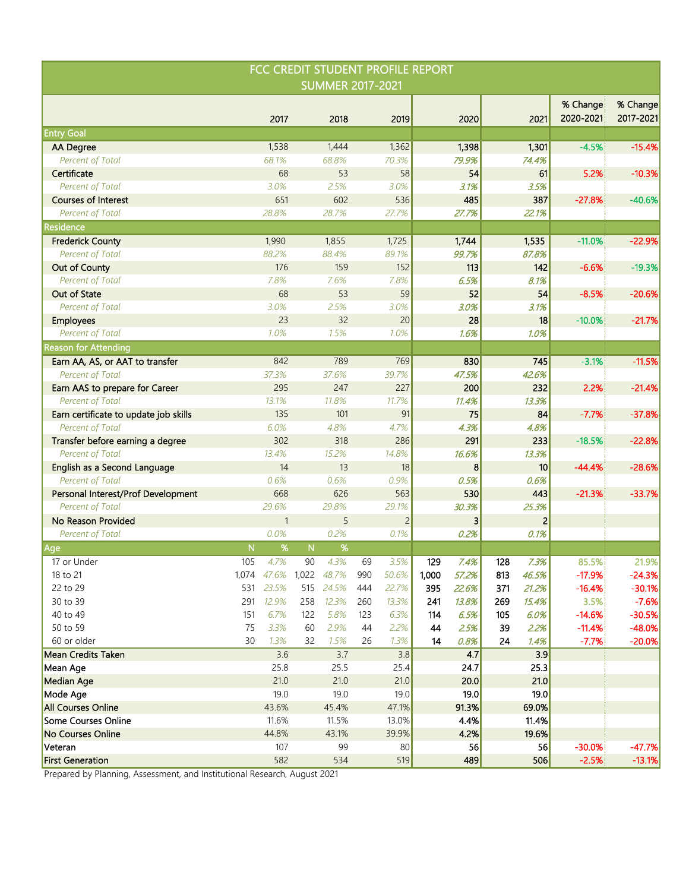# FCC CREDIT STUDENT PROFILE REPORT
## SUMMER 2017-2021

| | 2017 | | 2018 | | 2019 | | 2020 | | 2021 | | % Change 2020-2021 | % Change 2017-2021 |
|---|---|---|---|---|---|---|---|---|---|---|---|---|
| **Entry Goal** | | | | | | | | | | | | |
| AA Degree | | 1,538 | | 1,444 | | 1,362 | | 1,398 | | 1,301 | -4.5% | -15.4% |
| *Percent of Total* | | *68.1%* | | *68.8%* | | *70.3%* | | *79.9%* | | *74.4%* | | |
| Certificate | | 68 | | 53 | | 58 | | 54 | | 61 | 5.2% | -10.3% |
| *Percent of Total* | | *3.0%* | | *2.5%* | | *3.0%* | | *3.1%* | | *3.5%* | | |
| Courses of Interest | | 651 | | 602 | | 536 | | 485 | | 387 | -27.8% | -40.6% |
| *Percent of Total* | | *28.8%* | | *28.7%* | | *27.7%* | | *27.7%* | | *22.1%* | | |
| **Residence** | | | | | | | | | | | | |
| Frederick County | | 1,990 | | 1,855 | | 1,725 | | 1,744 | | 1,535 | -11.0% | -22.9% |
| *Percent of Total* | | *88.2%* | | *88.4%* | | *89.1%* | | *99.7%* | | *87.8%* | | |
| Out of County | | 176 | | 159 | | 152 | | 113 | | 142 | -6.6% | -19.3% |
| *Percent of Total* | | *7.8%* | | *7.6%* | | *7.8%* | | *6.5%* | | *8.1%* | | |
| Out of State | | 68 | | 53 | | 59 | | 52 | | 54 | -8.5% | -20.6% |
| *Percent of Total* | | *3.0%* | | *2.5%* | | *3.0%* | | *3.0%* | | *3.1%* | | |
| Employees | | 23 | | 32 | | 20 | | 28 | | 18 | -10.0% | -21.7% |
| *Percent of Total* | | *1.0%* | | *1.5%* | | *1.0%* | | *1.6%* | | *1.0%* | | |
| **Reason for Attending** | | | | | | | | | | | | |
| Earn AA, AS, or AAT to transfer | | 842 | | 789 | | 769 | | 830 | | 745 | -3.1% | -11.5% |
| *Percent of Total* | | *37.3%* | | *37.6%* | | *39.7%* | | *47.5%* | | *42.6%* | | |
| Earn AAS to prepare for Career | | 295 | | 247 | | 227 | | 200 | | 232 | 2.2% | -21.4% |
| *Percent of Total* | | *13.1%* | | *11.8%* | | *11.7%* | | *11.4%* | | *13.3%* | | |
| Earn certificate to update job skills | | 135 | | 101 | | 91 | | 75 | | 84 | -7.7% | -37.8% |
| *Percent of Total* | | *6.0%* | | *4.8%* | | *4.7%* | | *4.3%* | | *4.8%* | | |
| Transfer before earning a degree | | 302 | | 318 | | 286 | | 291 | | 233 | -18.5% | -22.8% |
| *Percent of Total* | | *13.4%* | | *15.2%* | | *14.8%* | | *16.6%* | | *13.3%* | | |
| English as a Second Language | | 14 | | 13 | | 18 | | 8 | | 10 | -44.4% | -28.6% |
| *Percent of Total* | | *0.6%* | | *0.6%* | | *0.9%* | | *0.5%* | | *0.6%* | | |
| Personal Interest/Prof Development | | 668 | | 626 | | 563 | | 530 | | 443 | -21.3% | -33.7% |
| *Percent of Total* | | *29.6%* | | *29.8%* | | *29.1%* | | *30.3%* | | *25.3%* | | |
| No Reason Provided | | 1 | | 5 | | 2 | | 3 | | 2 | | |
| *Percent of Total* | | *0.0%* | | *0.2%* | | *0.1%* | | *0.2%* | | *0.1%* | | |
| **Age** | N | % | N | % | | | | | | | | |
| 17 or Under | 105 | *4.7%* | 90 | *4.3%* | 69 | *3.5%* | 129 | *7.4%* | 128 | *7.3%* | 85.5% | 21.9% |
| 18 to 21 | 1,074 | *47.6%* | 1,022 | *48.7%* | 990 | *50.6%* | 1,000 | *57.2%* | 813 | *46.5%* | -17.9% | -24.3% |
| 22 to 29 | 531 | *23.5%* | 515 | *24.5%* | 444 | *22.7%* | 395 | *22.6%* | 371 | *21.2%* | -16.4% | -30.1% |
| 30 to 39 | 291 | *12.9%* | 258 | *12.3%* | 260 | *13.3%* | 241 | *13.8%* | 269 | *15.4%* | 3.5% | -7.6% |
| 40 to 49 | 151 | *6.7%* | 122 | *5.8%* | 123 | *6.3%* | 114 | *6.5%* | 105 | *6.0%* | -14.6% | -30.5% |
| 50 to 59 | 75 | *3.3%* | 60 | *2.9%* | 44 | *2.2%* | 44 | *2.5%* | 39 | *2.2%* | -11.4% | -48.0% |
| 60 or older | 30 | *1.3%* | 32 | *1.5%* | 26 | *1.3%* | 14 | *0.8%* | 24 | *1.4%* | -7.7% | -20.0% |
| Mean Credits Taken | | 3.6 | | 3.7 | | 3.8 | | 4.7 | | 3.9 | | |
| Mean Age | | 25.8 | | 25.5 | | 25.4 | | 24.7 | | 25.3 | | |
| Median Age | | 21.0 | | 21.0 | | 21.0 | | 20.0 | | 21.0 | | |
| Mode Age | | 19.0 | | 19.0 | | 19.0 | | 19.0 | | 19.0 | | |
| All Courses Online | | 43.6% | | 45.4% | | 47.1% | | 91.3% | | 69.0% | | |
| Some Courses Online | | 11.6% | | 11.5% | | 13.0% | | 4.4% | | 11.4% | | |
| No Courses Online | | 44.8% | | 43.1% | | 39.9% | | 4.2% | | 19.6% | | |
| Veteran | | 107 | | 99 | | 80 | | 56 | | 56 | -30.0% | -47.7% |
| First Generation | | 582 | | 534 | | 519 | | 489 | | 506 | -2.5% | -13.1% |

Prepared by Planning, Assessment, and Institutional Research, August 2021